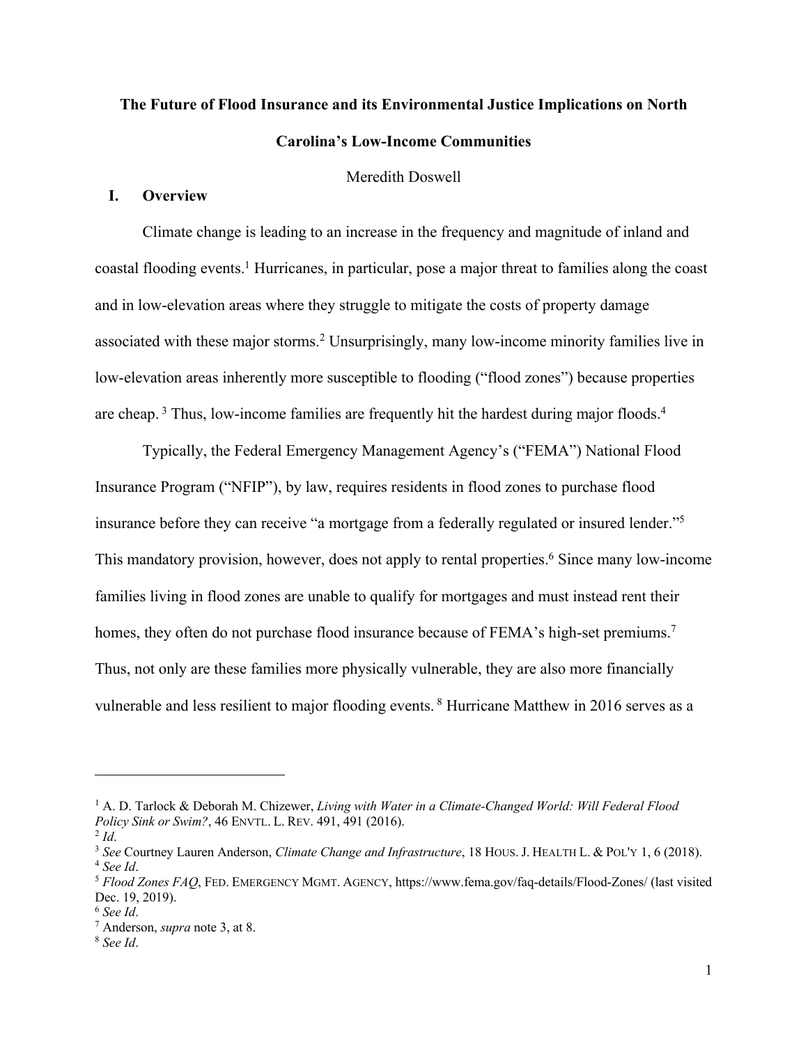**The Future of Flood Insurance and its Environmental Justice Implications on North Carolina's Low-Income Communities**

Meredith Doswell

## I. Overview

Climate change is leading to an increase in the frequency and magnitude of inland and coastal flooding events.[1] Hurricanes, in particular, pose a major threat to families along the coast and in low-elevation areas where they struggle to mitigate the costs of property damage associated with these major storms.[2] Unsurprisingly, many low-income minority families live in low-elevation areas inherently more susceptible to flooding ("flood zones") because properties are cheap.[3] Thus, low-income families are frequently hit the hardest during major floods.[4]

Typically, the Federal Emergency Management Agency's ("FEMA") National Flood Insurance Program ("NFIP"), by law, requires residents in flood zones to purchase flood insurance before they can receive "a mortgage from a federally regulated or insured lender."[5] This mandatory provision, however, does not apply to rental properties.[6] Since many low-income families living in flood zones are unable to qualify for mortgages and must instead rent their homes, they often do not purchase flood insurance because of FEMA's high-set premiums.[7] Thus, not only are these families more physically vulnerable, they are also more financially vulnerable and less resilient to major flooding events.[8] Hurricane Matthew in 2016 serves as a

---

[1] A. D. Tarlock & Deborah M. Chizewer, *Living with Water in a Climate-Changed World: Will Federal Flood Policy Sink or Swim?*, 46 ENVTL. L. REV. 491, 491 (2016).

[2] *Id*.

[3] *See* Courtney Lauren Anderson, *Climate Change and Infrastructure*, 18 HOUS. J. HEALTH L. & POL'Y 1, 6 (2018).

[4] *See Id*.

[5] *Flood Zones FAQ*, FED. EMERGENCY MGMT. AGENCY, https://www.fema.gov/faq-details/Flood-Zones/ (last visited Dec. 19, 2019).

[6] *See Id*.

[7] Anderson, *supra* note 3, at 8.

[8] *See Id*.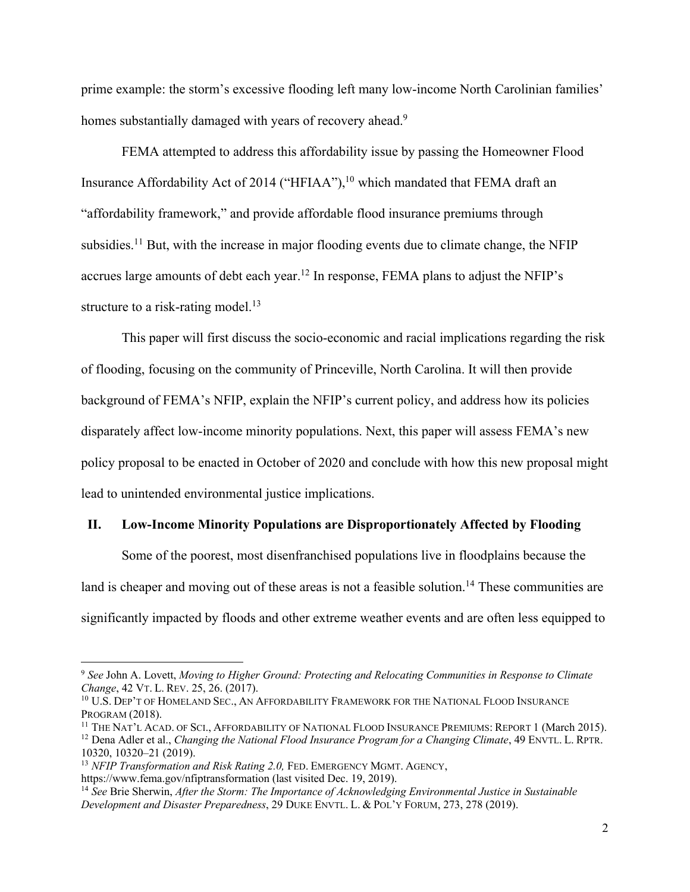prime example: the storm's excessive flooding left many low-income North Carolinian families' homes substantially damaged with years of recovery ahead.[9]

FEMA attempted to address this affordability issue by passing the Homeowner Flood Insurance Affordability Act of 2014 ("HFIAA"),[10] which mandated that FEMA draft an "affordability framework," and provide affordable flood insurance premiums through subsidies.[11] But, with the increase in major flooding events due to climate change, the NFIP accrues large amounts of debt each year.[12] In response, FEMA plans to adjust the NFIP's structure to a risk-rating model.[13]

This paper will first discuss the socio-economic and racial implications regarding the risk of flooding, focusing on the community of Princeville, North Carolina. It will then provide background of FEMA's NFIP, explain the NFIP's current policy, and address how its policies disparately affect low-income minority populations. Next, this paper will assess FEMA's new policy proposal to be enacted in October of 2020 and conclude with how this new proposal might lead to unintended environmental justice implications.

## II. Low-Income Minority Populations are Disproportionately Affected by Flooding

Some of the poorest, most disenfranchised populations live in floodplains because the land is cheaper and moving out of these areas is not a feasible solution.[14] These communities are significantly impacted by floods and other extreme weather events and are often less equipped to

---

[9] *See* John A. Lovett, *Moving to Higher Ground: Protecting and Relocating Communities in Response to Climate Change*, 42 VT. L. REV. 25, 26. (2017).

[10] U.S. DEP'T OF HOMELAND SEC., AN AFFORDABILITY FRAMEWORK FOR THE NATIONAL FLOOD INSURANCE PROGRAM (2018).

[11] THE NAT'L ACAD. OF SCI., AFFORDABILITY OF NATIONAL FLOOD INSURANCE PREMIUMS: REPORT 1 (March 2015).

[12] Dena Adler et al., *Changing the National Flood Insurance Program for a Changing Climate*, 49 ENVTL. L. RPTR. 10320, 10320–21 (2019).

[13] *NFIP Transformation and Risk Rating 2.0,* FED. EMERGENCY MGMT. AGENCY, https://www.fema.gov/nfiptransformation (last visited Dec. 19, 2019).

[14] *See* Brie Sherwin, *After the Storm: The Importance of Acknowledging Environmental Justice in Sustainable Development and Disaster Preparedness*, 29 DUKE ENVTL. L. & POL'Y FORUM, 273, 278 (2019).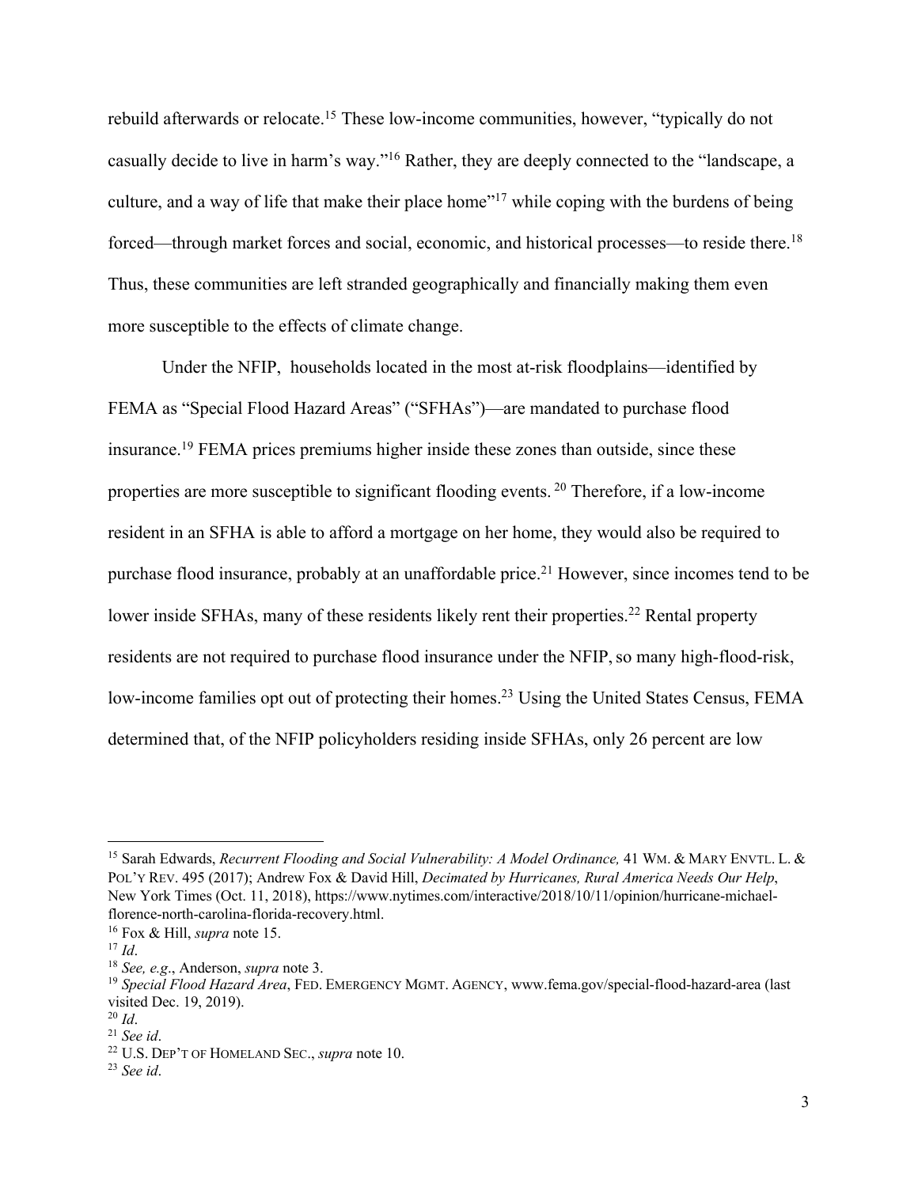rebuild afterwards or relocate.[15] These low-income communities, however, "typically do not casually decide to live in harm's way."[16] Rather, they are deeply connected to the "landscape, a culture, and a way of life that make their place home"[17] while coping with the burdens of being forced—through market forces and social, economic, and historical processes—to reside there.[18] Thus, these communities are left stranded geographically and financially making them even more susceptible to the effects of climate change.

Under the NFIP, households located in the most at-risk floodplains—identified by FEMA as "Special Flood Hazard Areas" ("SFHAs")—are mandated to purchase flood insurance.[19] FEMA prices premiums higher inside these zones than outside, since these properties are more susceptible to significant flooding events.[20] Therefore, if a low-income resident in an SFHA is able to afford a mortgage on her home, they would also be required to purchase flood insurance, probably at an unaffordable price.[21] However, since incomes tend to be lower inside SFHAs, many of these residents likely rent their properties.[22] Rental property residents are not required to purchase flood insurance under the NFIP, so many high-flood-risk, low-income families opt out of protecting their homes.[23] Using the United States Census, FEMA determined that, of the NFIP policyholders residing inside SFHAs, only 26 percent are low

---

[15] Sarah Edwards, *Recurrent Flooding and Social Vulnerability: A Model Ordinance,* 41 WM. & MARY ENVTL. L. & POL'Y REV. 495 (2017); Andrew Fox & David Hill, *Decimated by Hurricanes, Rural America Needs Our Help*, New York Times (Oct. 11, 2018), https://www.nytimes.com/interactive/2018/10/11/opinion/hurricane-michael-florence-north-carolina-florida-recovery.html.

[16] Fox & Hill, *supra* note 15.

[17] *Id*.

[18] *See, e.g*., Anderson, *supra* note 3.

[19] *Special Flood Hazard Area*, FED. EMERGENCY MGMT. AGENCY, www.fema.gov/special-flood-hazard-area (last visited Dec. 19, 2019).

[20] *Id*.

[21] *See id*.

[22] U.S. DEP'T OF HOMELAND SEC., *supra* note 10.

[23] *See id*.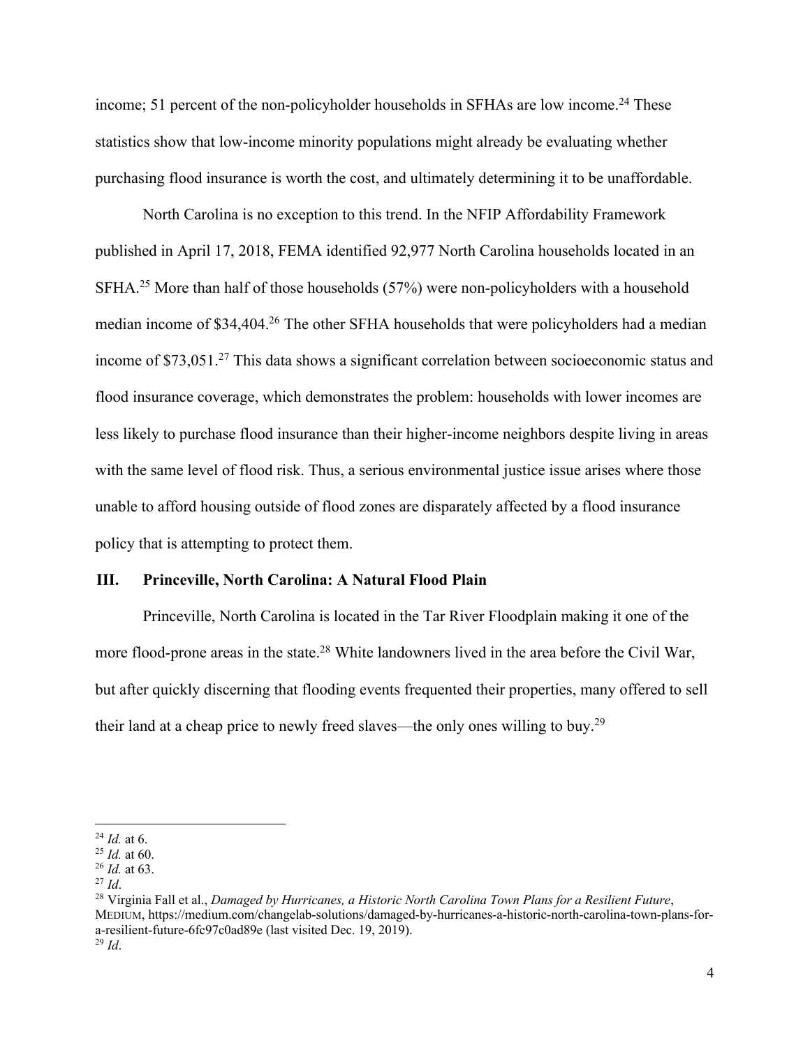income; 51 percent of the non-policyholder households in SFHAs are low income.[24] These statistics show that low-income minority populations might already be evaluating whether purchasing flood insurance is worth the cost, and ultimately determining it to be unaffordable.

North Carolina is no exception to this trend. In the NFIP Affordability Framework published in April 17, 2018, FEMA identified 92,977 North Carolina households located in an SFHA.[25] More than half of those households (57%) were non-policyholders with a household median income of $34,404.[26] The other SFHA households that were policyholders had a median income of $73,051.[27] This data shows a significant correlation between socioeconomic status and flood insurance coverage, which demonstrates the problem: households with lower incomes are less likely to purchase flood insurance than their higher-income neighbors despite living in areas with the same level of flood risk. Thus, a serious environmental justice issue arises where those unable to afford housing outside of flood zones are disparately affected by a flood insurance policy that is attempting to protect them.

## III. Princeville, North Carolina: A Natural Flood Plain

Princeville, North Carolina is located in the Tar River Floodplain making it one of the more flood-prone areas in the state.[28] White landowners lived in the area before the Civil War, but after quickly discerning that flooding events frequented their properties, many offered to sell their land at a cheap price to newly freed slaves—the only ones willing to buy.[29]

---

[24] *Id.* at 6.
[25] *Id.* at 60.
[26] *Id.* at 63.
[27] *Id*.
[28] Virginia Fall et al., *Damaged by Hurricanes, a Historic North Carolina Town Plans for a Resilient Future*, MEDIUM, https://medium.com/changelab-solutions/damaged-by-hurricanes-a-historic-north-carolina-town-plans-for-a-resilient-future-6fc97c0ad89e (last visited Dec. 19, 2019).
[29] *Id*.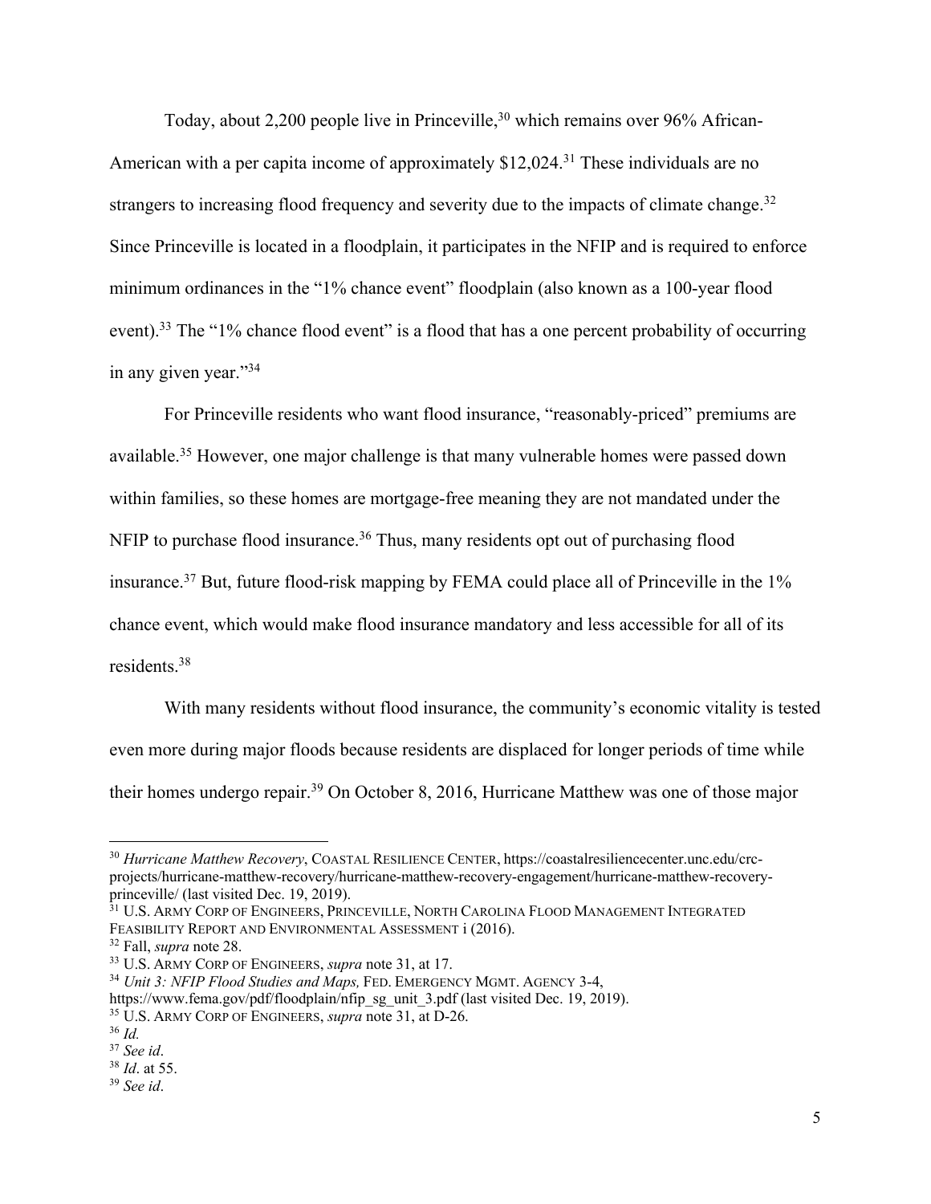Today, about 2,200 people live in Princeville,[30] which remains over 96% African-American with a per capita income of approximately $12,024.[31] These individuals are no strangers to increasing flood frequency and severity due to the impacts of climate change.[32] Since Princeville is located in a floodplain, it participates in the NFIP and is required to enforce minimum ordinances in the "1% chance event" floodplain (also known as a 100-year flood event).[33] The "1% chance flood event" is a flood that has a one percent probability of occurring in any given year."[34]

For Princeville residents who want flood insurance, "reasonably-priced" premiums are available.[35] However, one major challenge is that many vulnerable homes were passed down within families, so these homes are mortgage-free meaning they are not mandated under the NFIP to purchase flood insurance.[36] Thus, many residents opt out of purchasing flood insurance.[37] But, future flood-risk mapping by FEMA could place all of Princeville in the 1% chance event, which would make flood insurance mandatory and less accessible for all of its residents.[38]

With many residents without flood insurance, the community's economic vitality is tested even more during major floods because residents are displaced for longer periods of time while their homes undergo repair.[39] On October 8, 2016, Hurricane Matthew was one of those major

---

[30] *Hurricane Matthew Recovery*, COASTAL RESILIENCE CENTER, https://coastalresiliencecenter.unc.edu/crc-projects/hurricane-matthew-recovery/hurricane-matthew-recovery-engagement/hurricane-matthew-recovery-princeville/ (last visited Dec. 19, 2019).

[31] U.S. ARMY CORP OF ENGINEERS, PRINCEVILLE, NORTH CAROLINA FLOOD MANAGEMENT INTEGRATED FEASIBILITY REPORT AND ENVIRONMENTAL ASSESSMENT i (2016).

[32] Fall, *supra* note 28.

[33] U.S. ARMY CORP OF ENGINEERS, *supra* note 31, at 17.

[34] *Unit 3: NFIP Flood Studies and Maps,* FED. EMERGENCY MGMT. AGENCY 3-4, https://www.fema.gov/pdf/floodplain/nfip_sg_unit_3.pdf (last visited Dec. 19, 2019).

[35] U.S. ARMY CORP OF ENGINEERS, *supra* note 31, at D-26.

[36] *Id.*

[37] *See id*.

[38] *Id*. at 55.

[39] *See id*.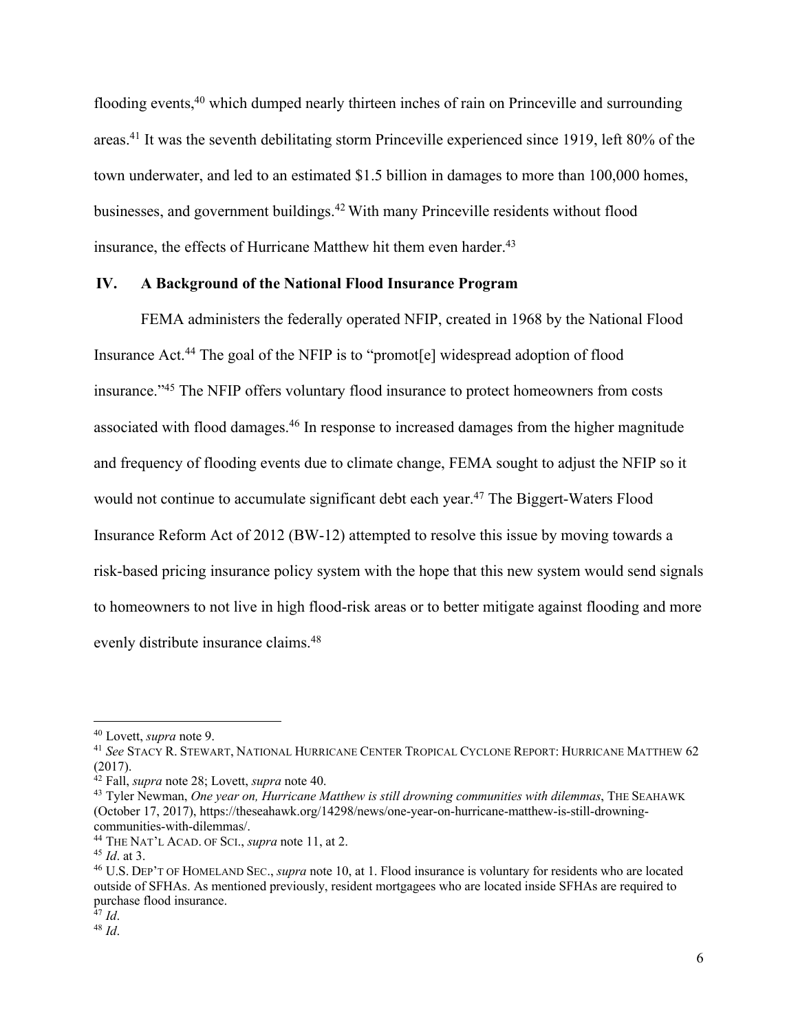flooding events,[40] which dumped nearly thirteen inches of rain on Princeville and surrounding areas.[41] It was the seventh debilitating storm Princeville experienced since 1919, left 80% of the town underwater, and led to an estimated $1.5 billion in damages to more than 100,000 homes, businesses, and government buildings.[42] With many Princeville residents without flood insurance, the effects of Hurricane Matthew hit them even harder.[43]

## IV. A Background of the National Flood Insurance Program

FEMA administers the federally operated NFIP, created in 1968 by the National Flood Insurance Act.[44] The goal of the NFIP is to "promot[e] widespread adoption of flood insurance."[45] The NFIP offers voluntary flood insurance to protect homeowners from costs associated with flood damages.[46] In response to increased damages from the higher magnitude and frequency of flooding events due to climate change, FEMA sought to adjust the NFIP so it would not continue to accumulate significant debt each year.[47] The Biggert-Waters Flood Insurance Reform Act of 2012 (BW-12) attempted to resolve this issue by moving towards a risk-based pricing insurance policy system with the hope that this new system would send signals to homeowners to not live in high flood-risk areas or to better mitigate against flooding and more evenly distribute insurance claims.[48]

---

[40] Lovett, *supra* note 9.

[41] *See* STACY R. STEWART, NATIONAL HURRICANE CENTER TROPICAL CYCLONE REPORT: HURRICANE MATTHEW 62 (2017).

[42] Fall, *supra* note 28; Lovett, *supra* note 40.

[43] Tyler Newman, *One year on, Hurricane Matthew is still drowning communities with dilemmas*, THE SEAHAWK (October 17, 2017), https://theseahawk.org/14298/news/one-year-on-hurricane-matthew-is-still-drowning-communities-with-dilemmas/.

[44] THE NAT'L ACAD. OF SCI., *supra* note 11, at 2.

[45] *Id*. at 3.

[46] U.S. DEP'T OF HOMELAND SEC., *supra* note 10, at 1. Flood insurance is voluntary for residents who are located outside of SFHAs. As mentioned previously, resident mortgagees who are located inside SFHAs are required to purchase flood insurance.

[47] *Id*.

[48] *Id*.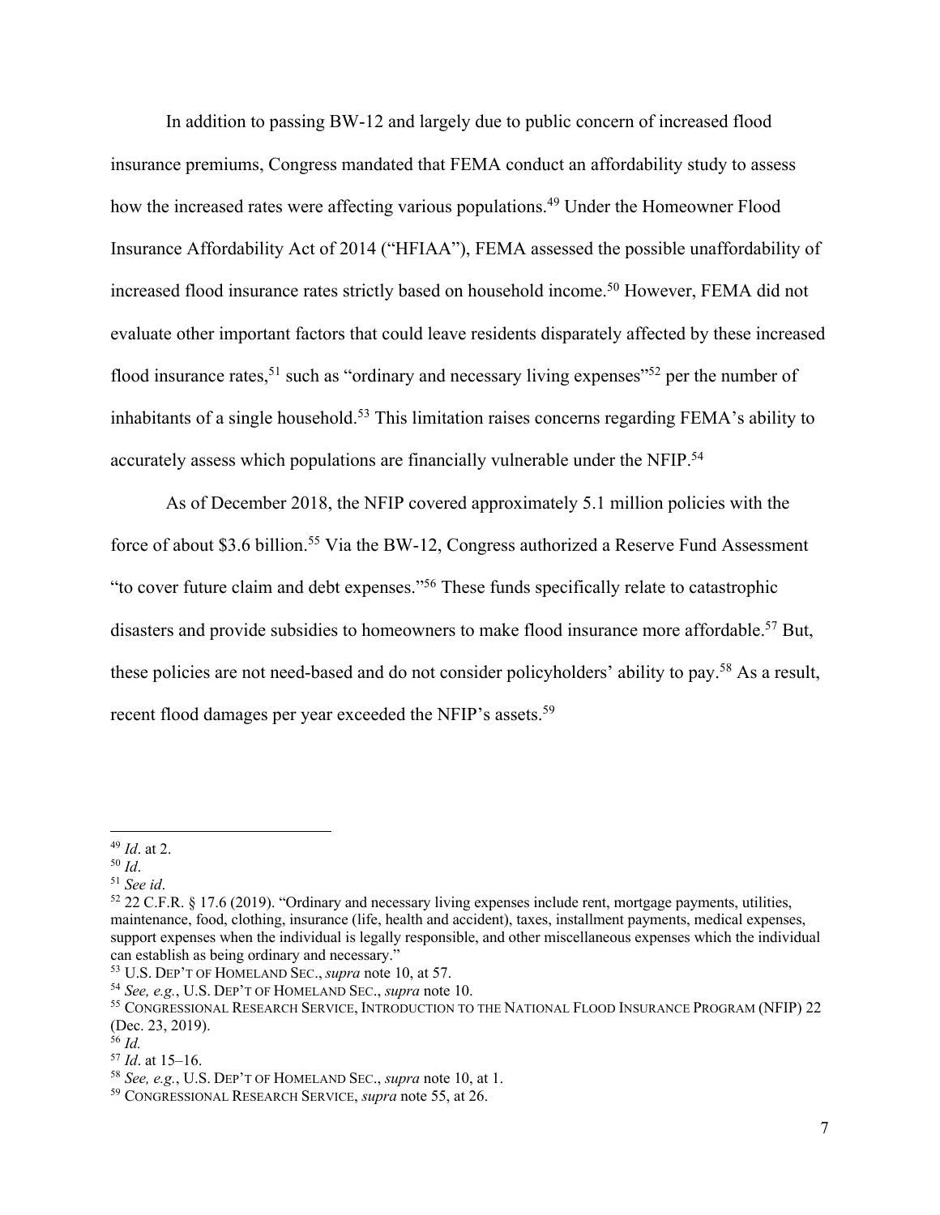In addition to passing BW-12 and largely due to public concern of increased flood insurance premiums, Congress mandated that FEMA conduct an affordability study to assess how the increased rates were affecting various populations.[49] Under the Homeowner Flood Insurance Affordability Act of 2014 ("HFIAA"), FEMA assessed the possible unaffordability of increased flood insurance rates strictly based on household income.[50] However, FEMA did not evaluate other important factors that could leave residents disparately affected by these increased flood insurance rates,[51] such as "ordinary and necessary living expenses"[52] per the number of inhabitants of a single household.[53] This limitation raises concerns regarding FEMA's ability to accurately assess which populations are financially vulnerable under the NFIP.[54]

As of December 2018, the NFIP covered approximately 5.1 million policies with the force of about $3.6 billion.[55] Via the BW-12, Congress authorized a Reserve Fund Assessment "to cover future claim and debt expenses."[56] These funds specifically relate to catastrophic disasters and provide subsidies to homeowners to make flood insurance more affordable.[57] But, these policies are not need-based and do not consider policyholders' ability to pay.[58] As a result, recent flood damages per year exceeded the NFIP's assets.[59]

---

[49] *Id*. at 2.

[50] *Id*.

[51] *See id*.

[52] 22 C.F.R. § 17.6 (2019). "Ordinary and necessary living expenses include rent, mortgage payments, utilities, maintenance, food, clothing, insurance (life, health and accident), taxes, installment payments, medical expenses, support expenses when the individual is legally responsible, and other miscellaneous expenses which the individual can establish as being ordinary and necessary."

[53] U.S. DEP'T OF HOMELAND SEC., *supra* note 10, at 57.

[54] *See, e.g.*, U.S. DEP'T OF HOMELAND SEC., *supra* note 10.

[55] CONGRESSIONAL RESEARCH SERVICE, INTRODUCTION TO THE NATIONAL FLOOD INSURANCE PROGRAM (NFIP) 22 (Dec. 23, 2019).

[56] *Id.*

[57] *Id*. at 15–16.

[58] *See, e.g.*, U.S. DEP'T OF HOMELAND SEC., *supra* note 10, at 1.

[59] CONGRESSIONAL RESEARCH SERVICE, *supra* note 55, at 26.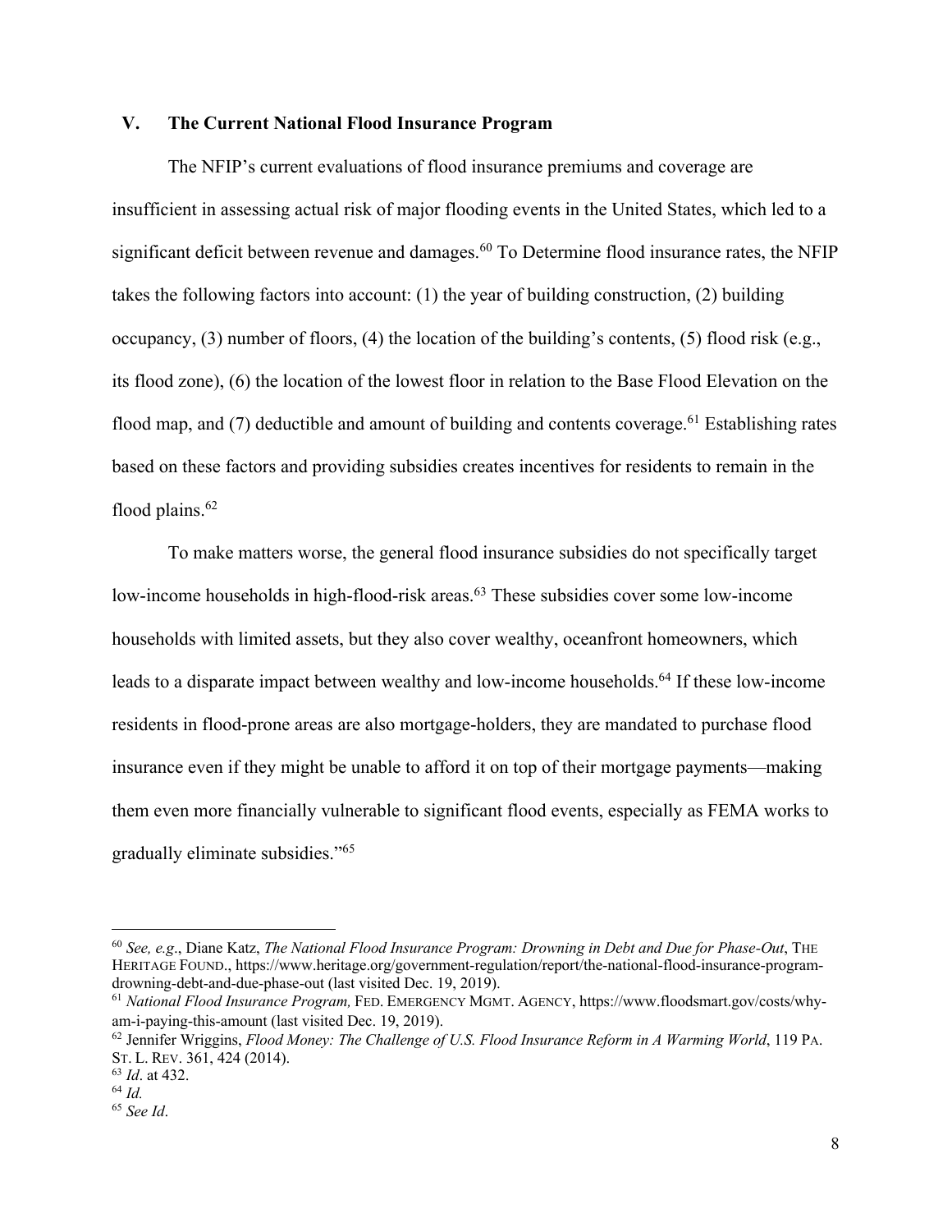## V. The Current National Flood Insurance Program

The NFIP's current evaluations of flood insurance premiums and coverage are insufficient in assessing actual risk of major flooding events in the United States, which led to a significant deficit between revenue and damages.[60] To Determine flood insurance rates, the NFIP takes the following factors into account: (1) the year of building construction, (2) building occupancy, (3) number of floors, (4) the location of the building's contents, (5) flood risk (e.g., its flood zone), (6) the location of the lowest floor in relation to the Base Flood Elevation on the flood map, and (7) deductible and amount of building and contents coverage.[61] Establishing rates based on these factors and providing subsidies creates incentives for residents to remain in the flood plains.[62]

To make matters worse, the general flood insurance subsidies do not specifically target low-income households in high-flood-risk areas.[63] These subsidies cover some low-income households with limited assets, but they also cover wealthy, oceanfront homeowners, which leads to a disparate impact between wealthy and low-income households.[64] If these low-income residents in flood-prone areas are also mortgage-holders, they are mandated to purchase flood insurance even if they might be unable to afford it on top of their mortgage payments—making them even more financially vulnerable to significant flood events, especially as FEMA works to gradually eliminate subsidies."[65]

---

[60] *See, e.g*., Diane Katz, *The National Flood Insurance Program: Drowning in Debt and Due for Phase-Out*, THE HERITAGE FOUND., https://www.heritage.org/government-regulation/report/the-national-flood-insurance-program-drowning-debt-and-due-phase-out (last visited Dec. 19, 2019).

[61] *National Flood Insurance Program,* FED. EMERGENCY MGMT. AGENCY, https://www.floodsmart.gov/costs/why-am-i-paying-this-amount (last visited Dec. 19, 2019).

[62] Jennifer Wriggins, *Flood Money: The Challenge of U.S. Flood Insurance Reform in A Warming World*, 119 PA. ST. L. REV. 361, 424 (2014).

[63] *Id*. at 432.

[64] *Id.*

[65] *See Id*.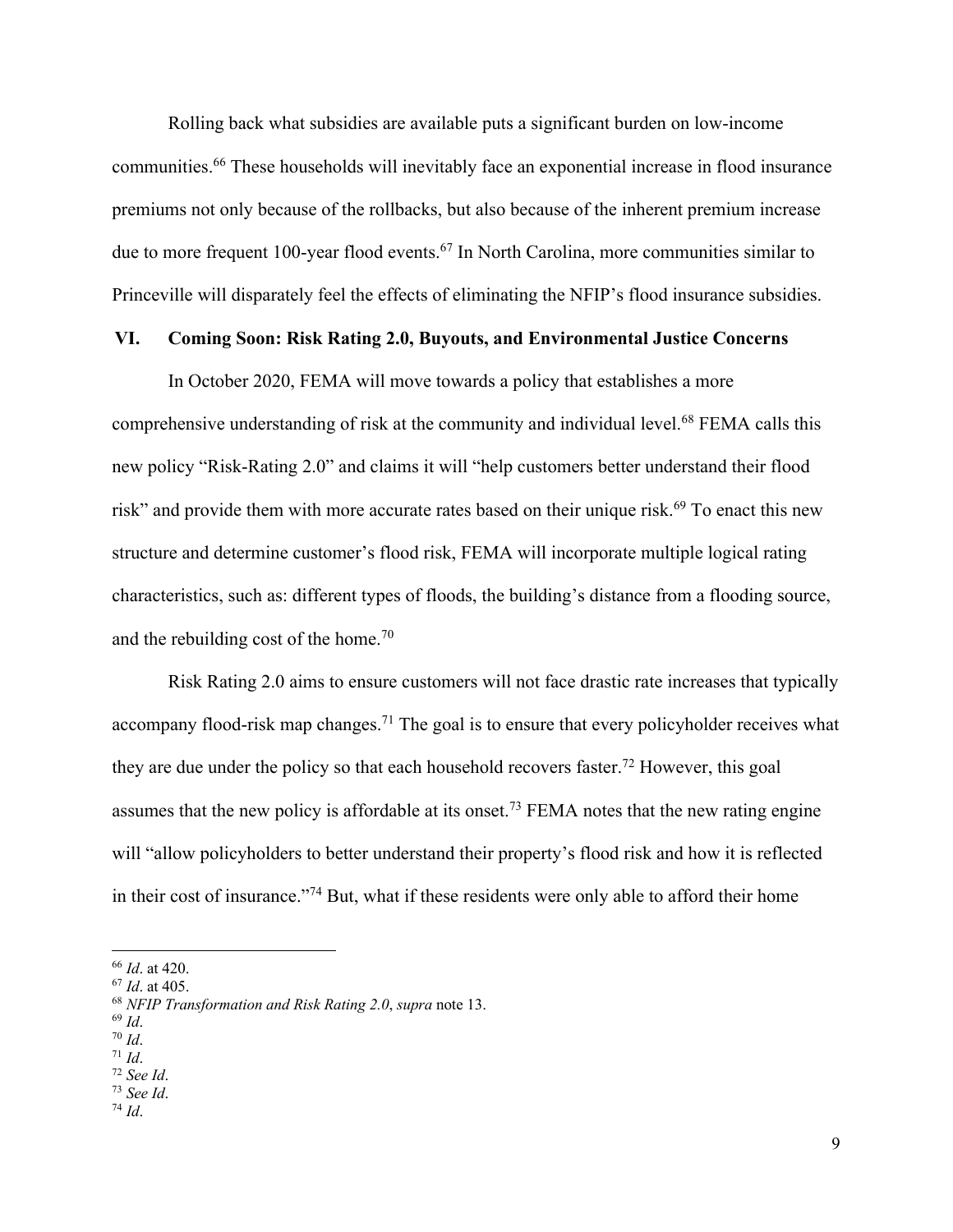Rolling back what subsidies are available puts a significant burden on low-income communities.[66] These households will inevitably face an exponential increase in flood insurance premiums not only because of the rollbacks, but also because of the inherent premium increase due to more frequent 100-year flood events.[67] In North Carolina, more communities similar to Princeville will disparately feel the effects of eliminating the NFIP's flood insurance subsidies.

## VI. Coming Soon: Risk Rating 2.0, Buyouts, and Environmental Justice Concerns

In October 2020, FEMA will move towards a policy that establishes a more comprehensive understanding of risk at the community and individual level.[68] FEMA calls this new policy "Risk-Rating 2.0" and claims it will "help customers better understand their flood risk" and provide them with more accurate rates based on their unique risk.[69] To enact this new structure and determine customer's flood risk, FEMA will incorporate multiple logical rating characteristics, such as: different types of floods, the building's distance from a flooding source, and the rebuilding cost of the home.[70]

Risk Rating 2.0 aims to ensure customers will not face drastic rate increases that typically accompany flood-risk map changes.[71] The goal is to ensure that every policyholder receives what they are due under the policy so that each household recovers faster.[72] However, this goal assumes that the new policy is affordable at its onset.[73] FEMA notes that the new rating engine will "allow policyholders to better understand their property's flood risk and how it is reflected in their cost of insurance."[74] But, what if these residents were only able to afford their home

---

[66] *Id*. at 420.
[67] *Id*. at 405.
[68] *NFIP Transformation and Risk Rating 2.0*, *supra* note 13.
[69] *Id*.
[70] *Id*.
[71] *Id*.
[72] *See Id*.
[73] *See Id*.
[74] *Id*.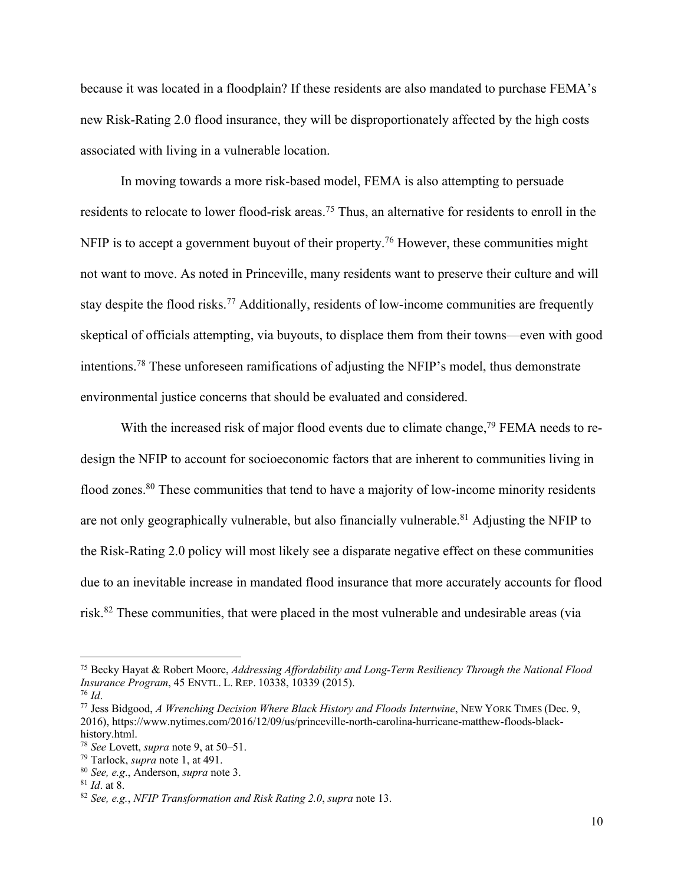because it was located in a floodplain? If these residents are also mandated to purchase FEMA's new Risk-Rating 2.0 flood insurance, they will be disproportionately affected by the high costs associated with living in a vulnerable location.

In moving towards a more risk-based model, FEMA is also attempting to persuade residents to relocate to lower flood-risk areas.[75] Thus, an alternative for residents to enroll in the NFIP is to accept a government buyout of their property.[76] However, these communities might not want to move. As noted in Princeville, many residents want to preserve their culture and will stay despite the flood risks.[77] Additionally, residents of low-income communities are frequently skeptical of officials attempting, via buyouts, to displace them from their towns—even with good intentions.[78] These unforeseen ramifications of adjusting the NFIP's model, thus demonstrate environmental justice concerns that should be evaluated and considered.

With the increased risk of major flood events due to climate change,[79] FEMA needs to re-design the NFIP to account for socioeconomic factors that are inherent to communities living in flood zones.[80] These communities that tend to have a majority of low-income minority residents are not only geographically vulnerable, but also financially vulnerable.[81] Adjusting the NFIP to the Risk-Rating 2.0 policy will most likely see a disparate negative effect on these communities due to an inevitable increase in mandated flood insurance that more accurately accounts for flood risk.[82] These communities, that were placed in the most vulnerable and undesirable areas (via

---

[75] Becky Hayat & Robert Moore, *Addressing Affordability and Long-Term Resiliency Through the National Flood Insurance Program*, 45 ENVTL. L. REP. 10338, 10339 (2015).

[76] *Id*.

[77] Jess Bidgood, *A Wrenching Decision Where Black History and Floods Intertwine*, NEW YORK TIMES (Dec. 9, 2016), https://www.nytimes.com/2016/12/09/us/princeville-north-carolina-hurricane-matthew-floods-black-history.html.

[78] *See* Lovett, *supra* note 9, at 50–51.

[79] Tarlock, *supra* note 1, at 491.

[80] *See, e.g.*, Anderson, *supra* note 3.

[81] *Id*. at 8.

[82] *See, e.g.*, *NFIP Transformation and Risk Rating 2.0*, *supra* note 13.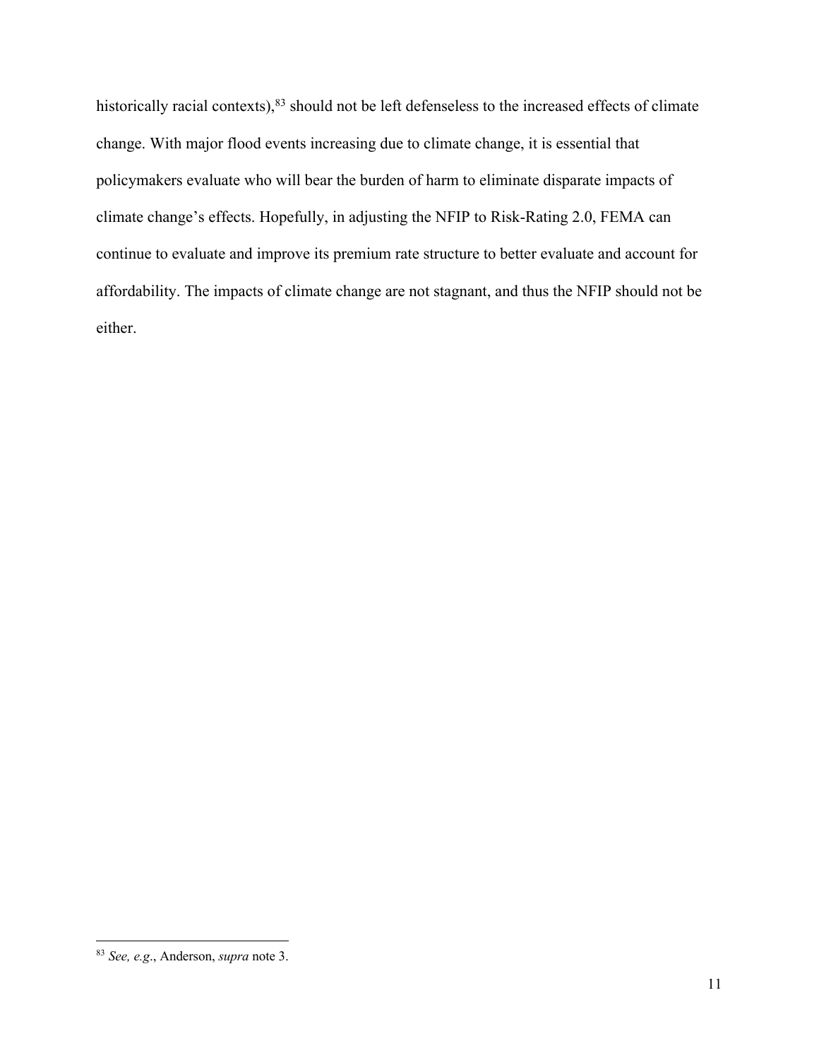historically racial contexts),[83] should not be left defenseless to the increased effects of climate change. With major flood events increasing due to climate change, it is essential that policymakers evaluate who will bear the burden of harm to eliminate disparate impacts of climate change's effects. Hopefully, in adjusting the NFIP to Risk-Rating 2.0, FEMA can continue to evaluate and improve its premium rate structure to better evaluate and account for affordability. The impacts of climate change are not stagnant, and thus the NFIP should not be either.

---

[83] *See, e.g.*, Anderson, *supra* note 3.